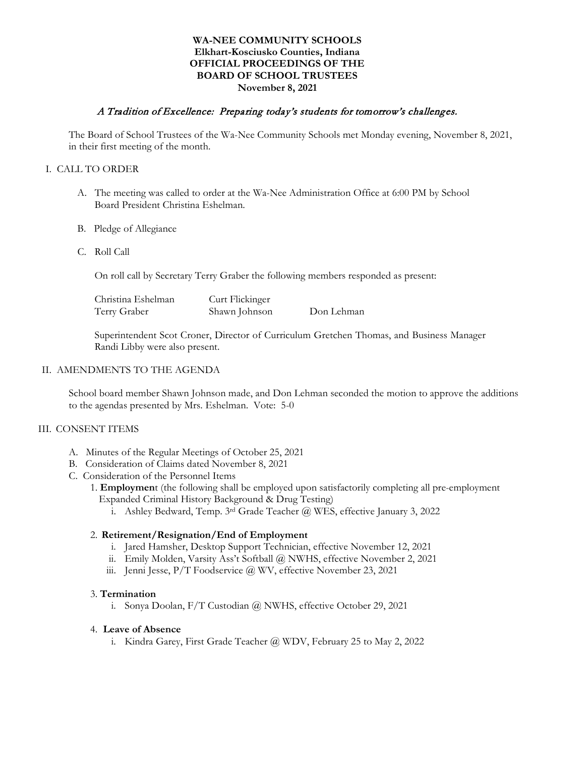**WA-NEE COMMUNITY SCHOOLS**
**Elkhart-Kosciusko Counties, Indiana**
**OFFICIAL PROCEEDINGS OF THE**
**BOARD OF SCHOOL TRUSTEES**
**November 8, 2021**

*A Tradition of Excellence: Preparing today's students for tomorrow's challenges.*

The Board of School Trustees of the Wa-Nee Community Schools met Monday evening, November 8, 2021, in their first meeting of the month.

## I. CALL TO ORDER

A. The meeting was called to order at the Wa-Nee Administration Office at 6:00 PM by School Board President Christina Eshelman.

B. Pledge of Allegiance

C. Roll Call

On roll call by Secretary Terry Graber the following members responded as present:

| | | |
|---|---|---|
| Christina Eshelman | Curt Flickinger | |
| Terry Graber | Shawn Johnson | Don Lehman |

Superintendent Scot Croner, Director of Curriculum Gretchen Thomas, and Business Manager Randi Libby were also present.

## II. AMENDMENTS TO THE AGENDA

School board member Shawn Johnson made, and Don Lehman seconded the motion to approve the additions to the agendas presented by Mrs. Eshelman. Vote: 5-0

## III. CONSENT ITEMS

A. Minutes of the Regular Meetings of October 25, 2021
B. Consideration of Claims dated November 8, 2021
C. Consideration of the Personnel Items

1. **Employmen**t (the following shall be employed upon satisfactorily completing all pre-employment Expanded Criminal History Background & Drug Testing)
   i. Ashley Bedward, Temp. 3rd Grade Teacher @ WES, effective January 3, 2022

2. **Retirement/Resignation/End of Employment**
   i. Jared Hamsher, Desktop Support Technician, effective November 12, 2021
   ii. Emily Molden, Varsity Ass't Softball @ NWHS, effective November 2, 2021
   iii. Jenni Jesse, P/T Foodservice @ WV, effective November 23, 2021

3. **Termination**
   i. Sonya Doolan, F/T Custodian @ NWHS, effective October 29, 2021

4. **Leave of Absence**
   i. Kindra Garey, First Grade Teacher @ WDV, February 25 to May 2, 2022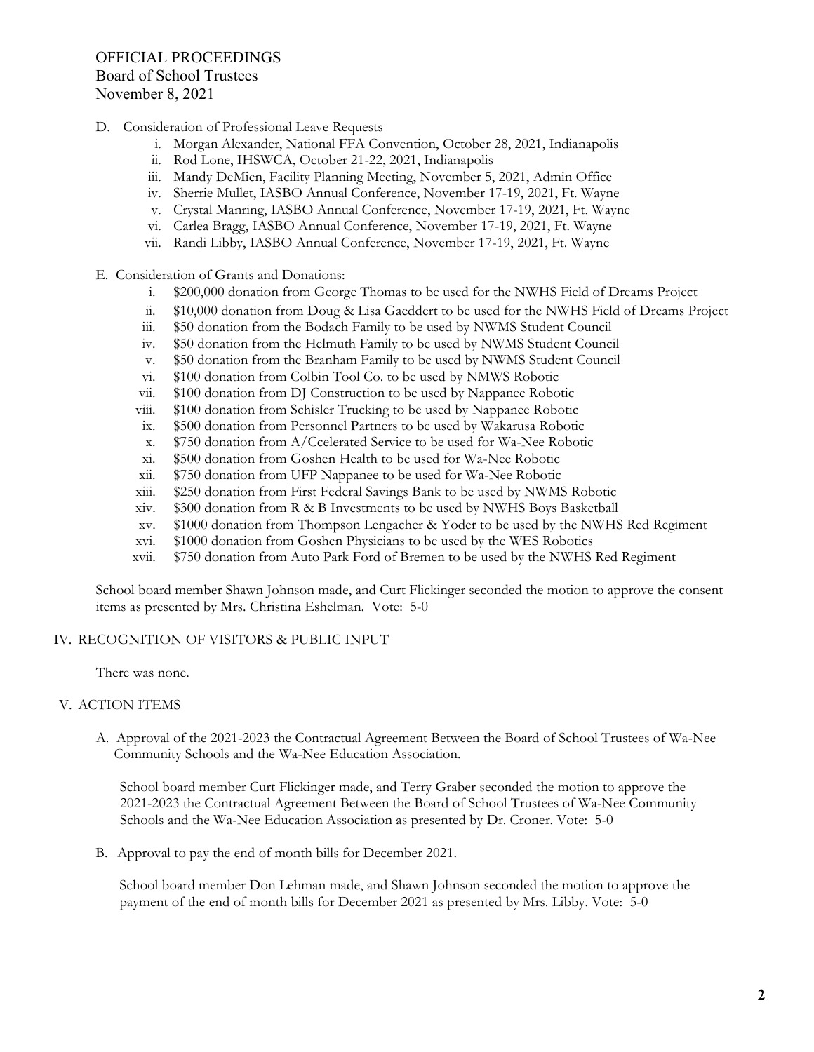OFFICIAL PROCEEDINGS
Board of School Trustees
November 8, 2021

D. Consideration of Professional Leave Requests
   i. Morgan Alexander, National FFA Convention, October 28, 2021, Indianapolis
   ii. Rod Lone, IHSWCA, October 21-22, 2021, Indianapolis
   iii. Mandy DeMien, Facility Planning Meeting, November 5, 2021, Admin Office
   iv. Sherrie Mullet, IASBO Annual Conference, November 17-19, 2021, Ft. Wayne
   v. Crystal Manring, IASBO Annual Conference, November 17-19, 2021, Ft. Wayne
   vi. Carlea Bragg, IASBO Annual Conference, November 17-19, 2021, Ft. Wayne
   vii. Randi Libby, IASBO Annual Conference, November 17-19, 2021, Ft. Wayne

E. Consideration of Grants and Donations:
   i. $200,000 donation from George Thomas to be used for the NWHS Field of Dreams Project
   ii. $10,000 donation from Doug & Lisa Gaeddert to be used for the NWHS Field of Dreams Project
   iii. $50 donation from the Bodach Family to be used by NWMS Student Council
   iv. $50 donation from the Helmuth Family to be used by NWMS Student Council
   v. $50 donation from the Branham Family to be used by NWMS Student Council
   vi. $100 donation from Colbin Tool Co. to be used by NMWS Robotic
   vii. $100 donation from DJ Construction to be used by Nappanee Robotic
   viii. $100 donation from Schisler Trucking to be used by Nappanee Robotic
   ix. $500 donation from Personnel Partners to be used by Wakarusa Robotic
   x. $750 donation from A/Ccelerated Service to be used for Wa-Nee Robotic
   xi. $500 donation from Goshen Health to be used for Wa-Nee Robotic
   xii. $750 donation from UFP Nappanee to be used for Wa-Nee Robotic
   xiii. $250 donation from First Federal Savings Bank to be used by NWMS Robotic
   xiv. $300 donation from R & B Investments to be used by NWHS Boys Basketball
   xv. $1000 donation from Thompson Lengacher & Yoder to be used by the NWHS Red Regiment
   xvi. $1000 donation from Goshen Physicians to be used by the WES Robotics
   xvii. $750 donation from Auto Park Ford of Bremen to be used by the NWHS Red Regiment

School board member Shawn Johnson made, and Curt Flickinger seconded the motion to approve the consent items as presented by Mrs. Christina Eshelman. Vote: 5-0

IV. RECOGNITION OF VISITORS & PUBLIC INPUT

There was none.

V. ACTION ITEMS

A. Approval of the 2021-2023 the Contractual Agreement Between the Board of School Trustees of Wa-Nee Community Schools and the Wa-Nee Education Association.

School board member Curt Flickinger made, and Terry Graber seconded the motion to approve the 2021-2023 the Contractual Agreement Between the Board of School Trustees of Wa-Nee Community Schools and the Wa-Nee Education Association as presented by Dr. Croner. Vote: 5-0

B. Approval to pay the end of month bills for December 2021.

School board member Don Lehman made, and Shawn Johnson seconded the motion to approve the payment of the end of month bills for December 2021 as presented by Mrs. Libby. Vote: 5-0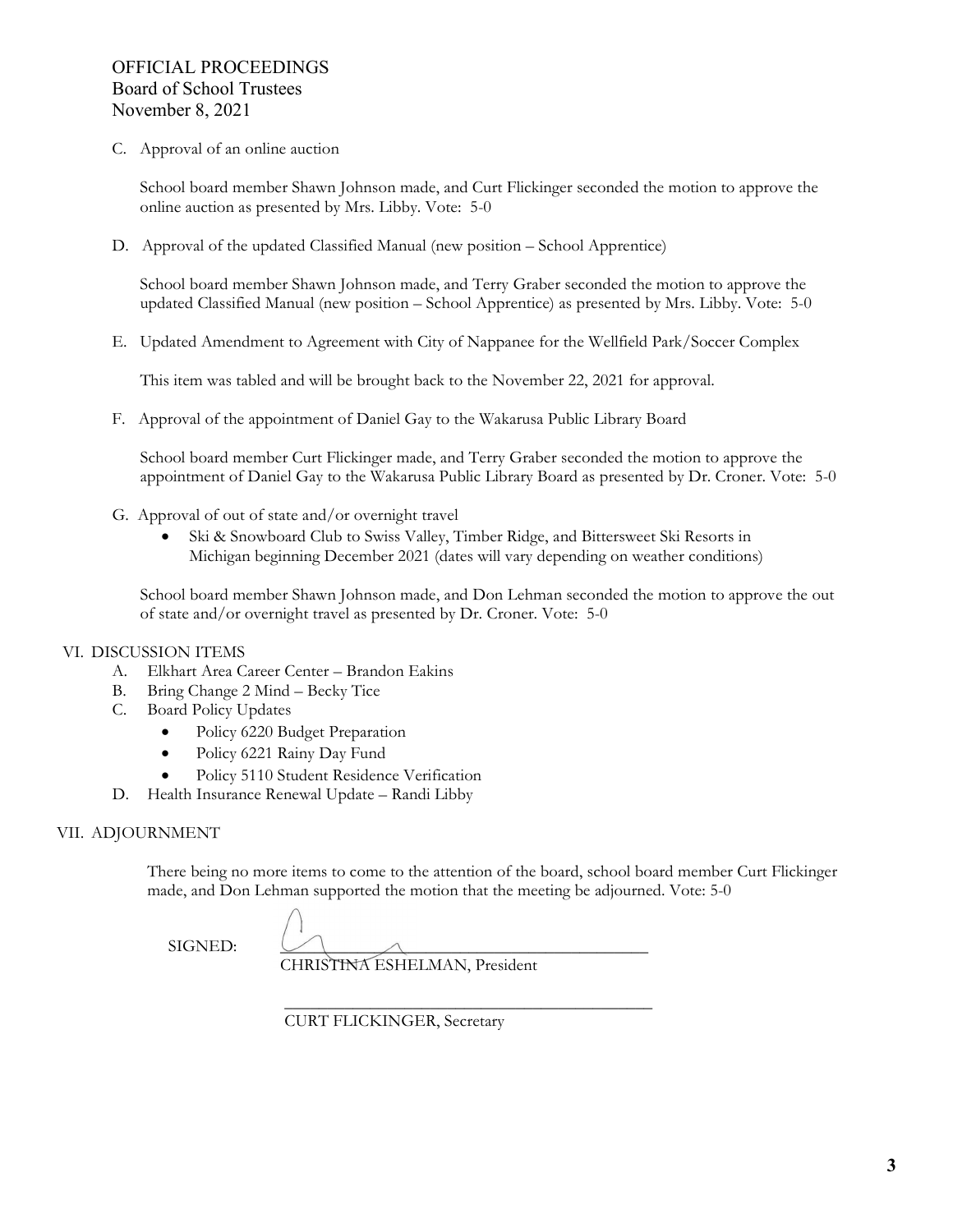C. Approval of an online auction

School board member Shawn Johnson made, and Curt Flickinger seconded the motion to approve the online auction as presented by Mrs. Libby. Vote: 5-0

D. Approval of the updated Classified Manual (new position – School Apprentice)

School board member Shawn Johnson made, and Terry Graber seconded the motion to approve the updated Classified Manual (new position – School Apprentice) as presented by Mrs. Libby. Vote: 5-0

E. Updated Amendment to Agreement with City of Nappanee for the Wellfield Park/Soccer Complex

This item was tabled and will be brought back to the November 22, 2021 for approval.

F. Approval of the appointment of Daniel Gay to the Wakarusa Public Library Board

School board member Curt Flickinger made, and Terry Graber seconded the motion to approve the appointment of Daniel Gay to the Wakarusa Public Library Board as presented by Dr. Croner. Vote: 5-0

G. Approval of out of state and/or overnight travel

- Ski & Snowboard Club to Swiss Valley, Timber Ridge, and Bittersweet Ski Resorts in Michigan beginning December 2021 (dates will vary depending on weather conditions)

School board member Shawn Johnson made, and Don Lehman seconded the motion to approve the out of state and/or overnight travel as presented by Dr. Croner. Vote: 5-0

## VI. DISCUSSION ITEMS

A. Elkhart Area Career Center – Brandon Eakins
B. Bring Change 2 Mind – Becky Tice
C. Board Policy Updates
  - Policy 6220 Budget Preparation
  - Policy 6221 Rainy Day Fund
  - Policy 5110 Student Residence Verification
D. Health Insurance Renewal Update – Randi Libby

## VII. ADJOURNMENT

There being no more items to come to the attention of the board, school board member Curt Flickinger made, and Don Lehman supported the motion that the meeting be adjourned. Vote: 5-0

SIGNED: ____________________________________
CHRISTINA ESHELMAN, President

____________________________________
CURT FLICKINGER, Secretary